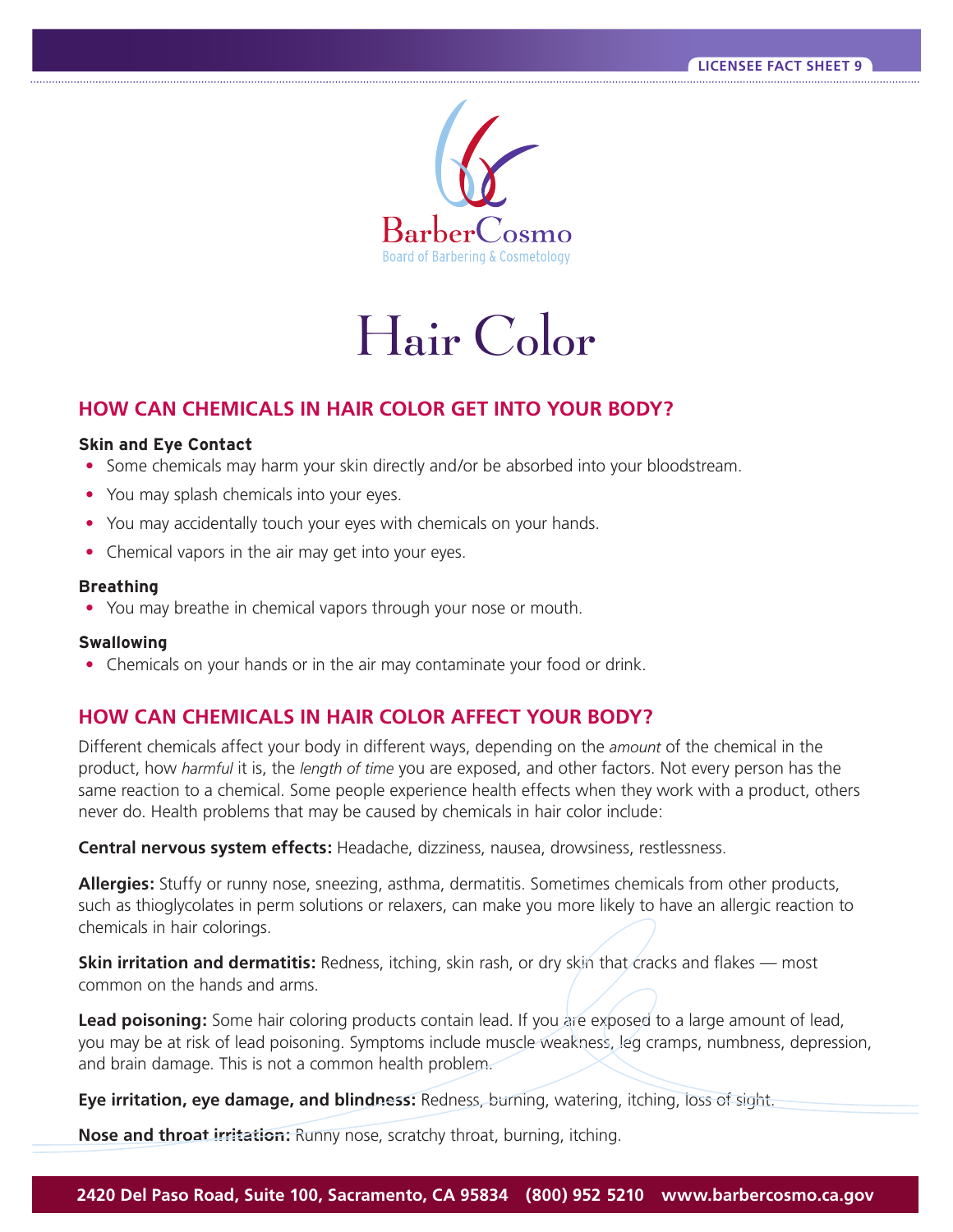LICENSEE FACT SHEET 9

BarberCosmo
Board of Barbering & Cosmetology

# Hair Color

## HOW CAN CHEMICALS IN HAIR COLOR GET INTO YOUR BODY?

**Skin and Eye Contact**

- Some chemicals may harm your skin directly and/or be absorbed into your bloodstream.
- You may splash chemicals into your eyes.
- You may accidentally touch your eyes with chemicals on your hands.
- Chemical vapors in the air may get into your eyes.

**Breathing**

- You may breathe in chemical vapors through your nose or mouth.

**Swallowing**

- Chemicals on your hands or in the air may contaminate your food or drink.

## HOW CAN CHEMICALS IN HAIR COLOR AFFECT YOUR BODY?

Different chemicals affect your body in different ways, depending on the *amount* of the chemical in the product, how *harmful* it is, the *length of time* you are exposed, and other factors. Not every person has the same reaction to a chemical. Some people experience health effects when they work with a product, others never do. Health problems that may be caused by chemicals in hair color include:

**Central nervous system effects:** Headache, dizziness, nausea, drowsiness, restlessness.

**Allergies:** Stuffy or runny nose, sneezing, asthma, dermatitis. Sometimes chemicals from other products, such as thioglycolates in perm solutions or relaxers, can make you more likely to have an allergic reaction to chemicals in hair colorings.

**Skin irritation and dermatitis:** Redness, itching, skin rash, or dry skin that cracks and flakes — most common on the hands and arms.

**Lead poisoning:** Some hair coloring products contain lead. If you are exposed to a large amount of lead, you may be at risk of lead poisoning. Symptoms include muscle weakness, leg cramps, numbness, depression, and brain damage. This is not a common health problem.

**Eye irritation, eye damage, and blindness:** Redness, burning, watering, itching, loss of sight.

**Nose and throat irritation:** Runny nose, scratchy throat, burning, itching.

2420 Del Paso Road, Suite 100, Sacramento, CA 95834 (800) 952 5210 www.barbercosmo.ca.gov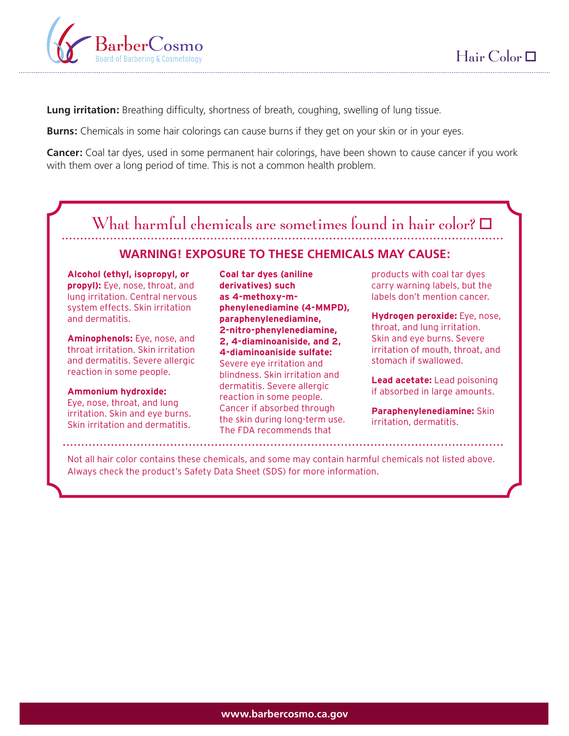**Lung irritation:** Breathing difficulty, shortness of breath, coughing, swelling of lung tissue.

**Burns:** Chemicals in some hair colorings can cause burns if they get on your skin or in your eyes.

**Cancer:** Coal tar dyes, used in some permanent hair colorings, have been shown to cause cancer if you work with them over a long period of time. This is not a common health problem.

## What harmful chemicals are sometimes found in hair color?

### WARNING! EXPOSURE TO THESE CHEMICALS MAY CAUSE:

**Alcohol (ethyl, isopropyl, or propyl):** Eye, nose, throat, and lung irritation. Central nervous system effects. Skin irritation and dermatitis.

**Aminophenols:** Eye, nose, and throat irritation. Skin irritation and dermatitis. Severe allergic reaction in some people.

**Ammonium hydroxide:** Eye, nose, throat, and lung irritation. Skin and eye burns. Skin irritation and dermatitis.

**Coal tar dyes (aniline derivatives) such as 4-methoxy-m-phenylenediamine (4-MMPD), paraphenylenediamine, 2-nitro-phenylenediamine, 2, 4-diaminoaniside, and 2, 4-diaminoaniside sulfate:** Severe eye irritation and blindness. Skin irritation and dermatitis. Severe allergic reaction in some people. Cancer if absorbed through the skin during long-term use. The FDA recommends that products with coal tar dyes carry warning labels, but the labels don't mention cancer.

**Hydrogen peroxide:** Eye, nose, throat, and lung irritation. Skin and eye burns. Severe irritation of mouth, throat, and stomach if swallowed.

**Lead acetate:** Lead poisoning if absorbed in large amounts.

**Paraphenylenediamine:** Skin irritation, dermatitis.

Not all hair color contains these chemicals, and some may contain harmful chemicals not listed above. Always check the product's Safety Data Sheet (SDS) for more information.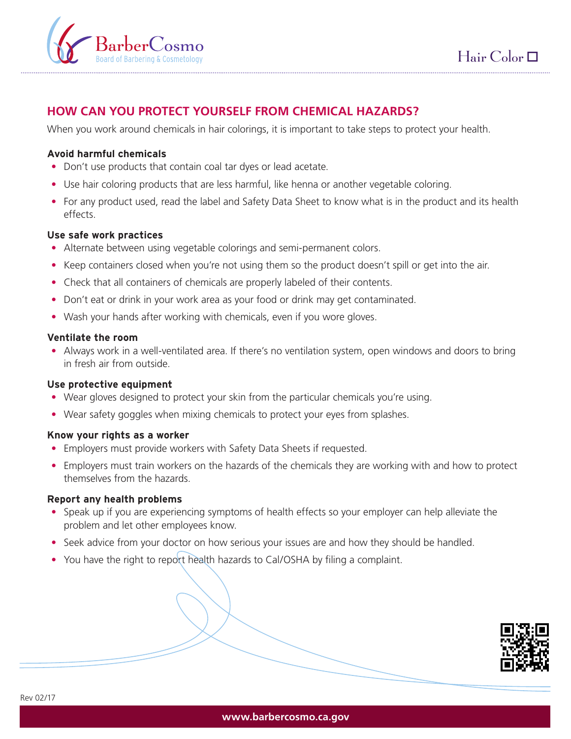## HOW CAN YOU PROTECT YOURSELF FROM CHEMICAL HAZARDS?

When you work around chemicals in hair colorings, it is important to take steps to protect your health.

**Avoid harmful chemicals**

- Don't use products that contain coal tar dyes or lead acetate.
- Use hair coloring products that are less harmful, like henna or another vegetable coloring.
- For any product used, read the label and Safety Data Sheet to know what is in the product and its health effects.

**Use safe work practices**

- Alternate between using vegetable colorings and semi-permanent colors.
- Keep containers closed when you're not using them so the product doesn't spill or get into the air.
- Check that all containers of chemicals are properly labeled of their contents.
- Don't eat or drink in your work area as your food or drink may get contaminated.
- Wash your hands after working with chemicals, even if you wore gloves.

**Ventilate the room**

- Always work in a well-ventilated area. If there's no ventilation system, open windows and doors to bring in fresh air from outside.

**Use protective equipment**

- Wear gloves designed to protect your skin from the particular chemicals you're using.
- Wear safety goggles when mixing chemicals to protect your eyes from splashes.

**Know your rights as a worker**

- Employers must provide workers with Safety Data Sheets if requested.
- Employers must train workers on the hazards of the chemicals they are working with and how to protect themselves from the hazards.

**Report any health problems**

- Speak up if you are experiencing symptoms of health effects so your employer can help alleviate the problem and let other employees know.
- Seek advice from your doctor on how serious your issues are and how they should be handled.
- You have the right to report health hazards to Cal/OSHA by filing a complaint.

Rev 02/17